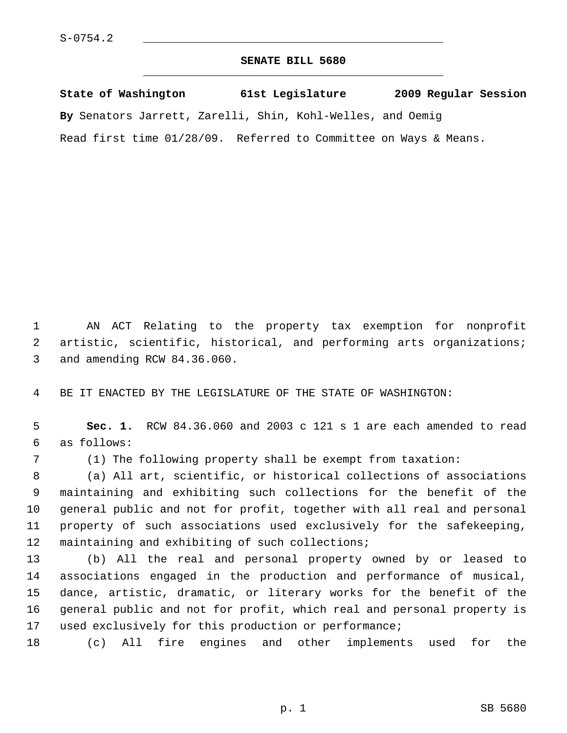S-0754.2

# SENATE BILL 5680

**State of Washington 61st Legislature 2009 Regular Session**

**By** Senators Jarrett, Zarelli, Shin, Kohl-Welles, and Oemig

Read first time 01/28/09. Referred to Committee on Ways & Means.

AN ACT Relating to the property tax exemption for nonprofit artistic, scientific, historical, and performing arts organizations; and amending RCW 84.36.060.

BE IT ENACTED BY THE LEGISLATURE OF THE STATE OF WASHINGTON:

**Sec. 1.** RCW 84.36.060 and 2003 c 121 s 1 are each amended to read as follows:

(1) The following property shall be exempt from taxation:

(a) All art, scientific, or historical collections of associations maintaining and exhibiting such collections for the benefit of the general public and not for profit, together with all real and personal property of such associations used exclusively for the safekeeping, maintaining and exhibiting of such collections;

(b) All the real and personal property owned by or leased to associations engaged in the production and performance of musical, dance, artistic, dramatic, or literary works for the benefit of the general public and not for profit, which real and personal property is used exclusively for this production or performance;

(c) All fire engines and other implements used for the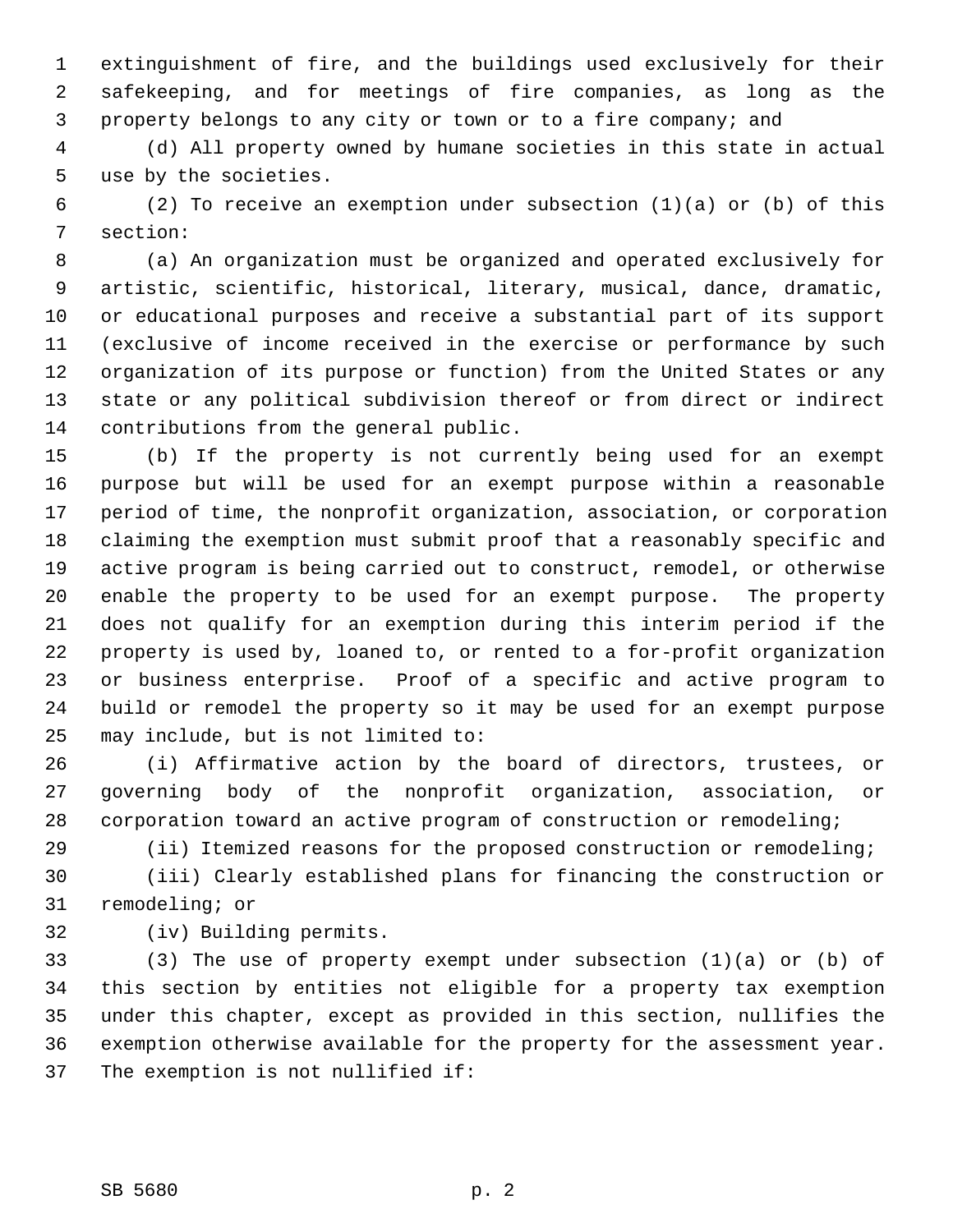extinguishment of fire, and the buildings used exclusively for their safekeeping, and for meetings of fire companies, as long as the property belongs to any city or town or to a fire company; and

(d) All property owned by humane societies in this state in actual use by the societies.

(2) To receive an exemption under subsection (1)(a) or (b) of this section:

(a) An organization must be organized and operated exclusively for artistic, scientific, historical, literary, musical, dance, dramatic, or educational purposes and receive a substantial part of its support (exclusive of income received in the exercise or performance by such organization of its purpose or function) from the United States or any state or any political subdivision thereof or from direct or indirect contributions from the general public.

(b) If the property is not currently being used for an exempt purpose but will be used for an exempt purpose within a reasonable period of time, the nonprofit organization, association, or corporation claiming the exemption must submit proof that a reasonably specific and active program is being carried out to construct, remodel, or otherwise enable the property to be used for an exempt purpose. The property does not qualify for an exemption during this interim period if the property is used by, loaned to, or rented to a for-profit organization or business enterprise. Proof of a specific and active program to build or remodel the property so it may be used for an exempt purpose may include, but is not limited to:

(i) Affirmative action by the board of directors, trustees, or governing body of the nonprofit organization, association, or corporation toward an active program of construction or remodeling;

(ii) Itemized reasons for the proposed construction or remodeling;

(iii) Clearly established plans for financing the construction or remodeling; or

(iv) Building permits.

(3) The use of property exempt under subsection (1)(a) or (b) of this section by entities not eligible for a property tax exemption under this chapter, except as provided in this section, nullifies the exemption otherwise available for the property for the assessment year. The exemption is not nullified if: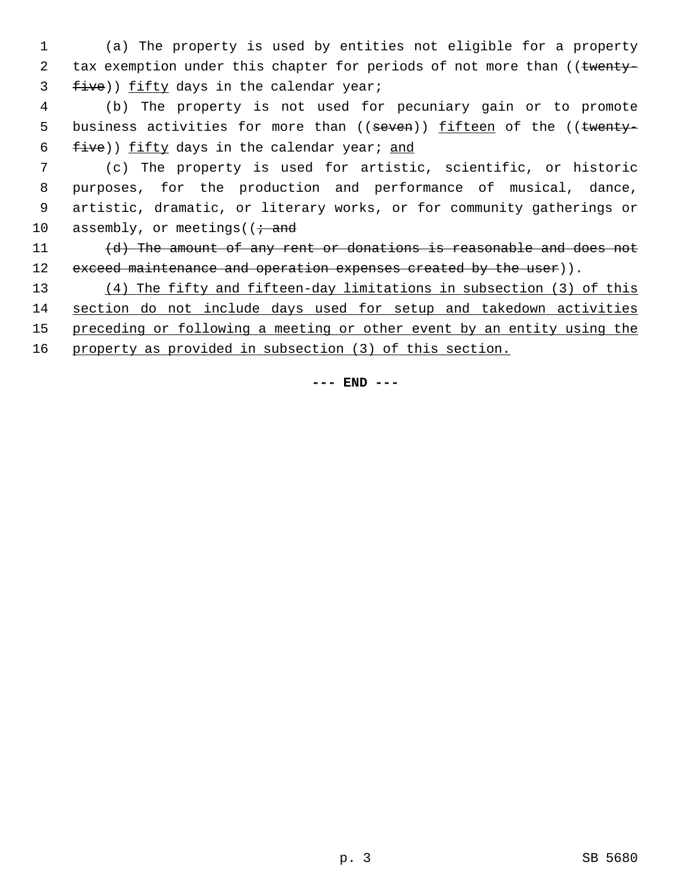(a) The property is used by entities not eligible for a property tax exemption under this chapter for periods of not more than ((~~twenty-five~~)) <u>fifty</u> days in the calendar year;

(b) The property is not used for pecuniary gain or to promote business activities for more than ((~~seven~~)) <u>fifteen</u> of the ((~~twenty-five~~)) <u>fifty</u> days in the calendar year; <u>and</u>

(c) The property is used for artistic, scientific, or historic purposes, for the production and performance of musical, dance, artistic, dramatic, or literary works, or for community gatherings or assembly, or meetings((~~; and~~

~~(d) The amount of any rent or donations is reasonable and does not exceed maintenance and operation expenses created by the user~~)).

<u>(4) The fifty and fifteen-day limitations in subsection (3) of this section do not include days used for setup and takedown activities preceding or following a meeting or other event by an entity using the property as provided in subsection (3) of this section.</u>

**--- END ---**